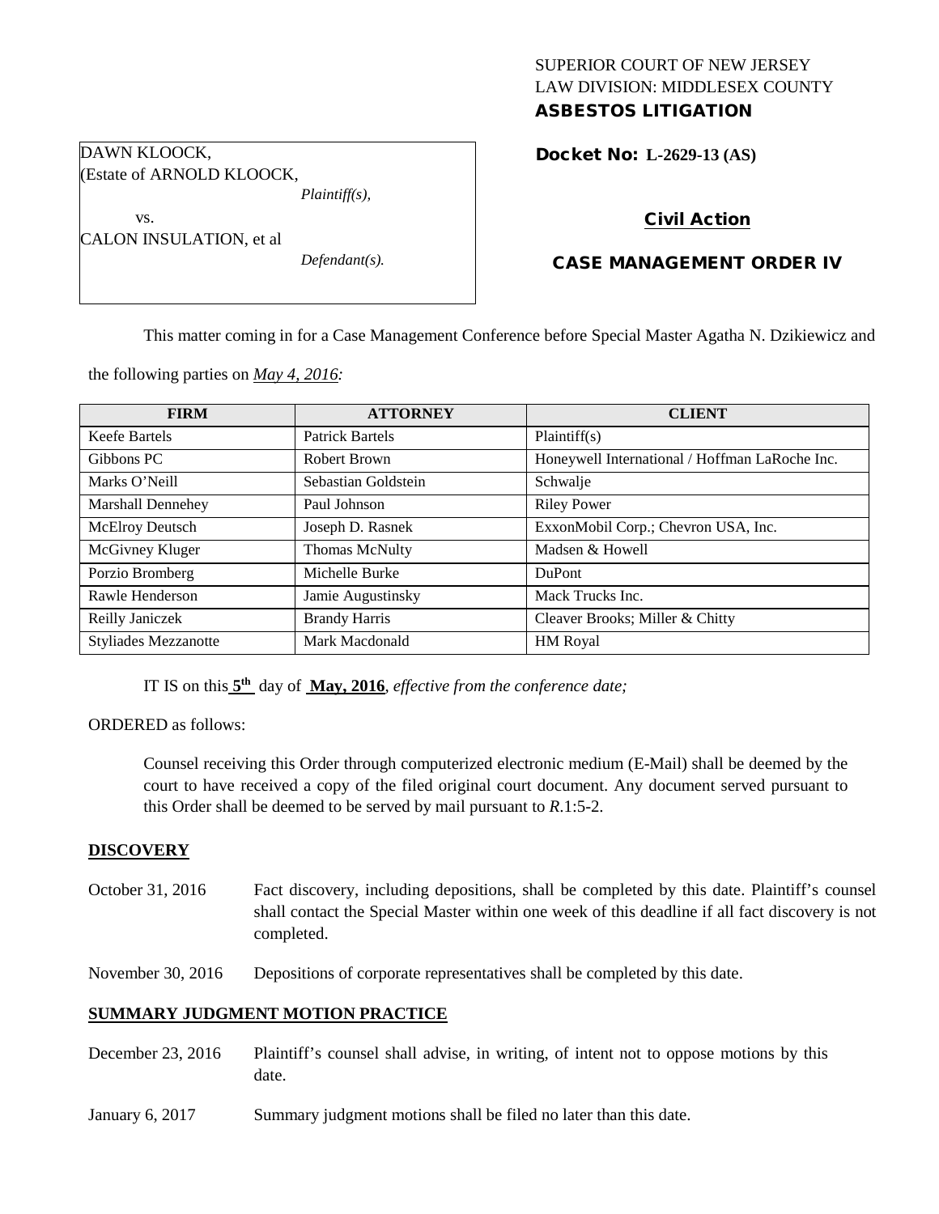SUPERIOR COURT OF NEW JERSEY
LAW DIVISION: MIDDLESEX COUNTY
**ASBESTOS LITIGATION**

DAWN KLOOCK,
(Estate of ARNOLD KLOOCK,
*Plaintiff(s),*

vs.

CALON INSULATION, et al
*Defendant(s).*

**Docket No: L-2629-13 (AS)**

**Civil Action**

**CASE MANAGEMENT ORDER IV**

This matter coming in for a Case Management Conference before Special Master Agatha N. Dzikiewicz and the following parties on *May 4, 2016:*

| FIRM | ATTORNEY | CLIENT |
|---|---|---|
| Keefe Bartels | Patrick Bartels | Plaintiff(s) |
| Gibbons PC | Robert Brown | Honeywell International / Hoffman LaRoche Inc. |
| Marks O'Neill | Sebastian Goldstein | Schwalje |
| Marshall Dennehey | Paul Johnson | Riley Power |
| McElroy Deutsch | Joseph D. Rasnek | ExxonMobil Corp.; Chevron USA, Inc. |
| McGivney Kluger | Thomas McNulty | Madsen & Howell |
| Porzio Bromberg | Michelle Burke | DuPont |
| Rawle Henderson | Jamie Augustinsky | Mack Trucks Inc. |
| Reilly Janiczek | Brandy Harris | Cleaver Brooks; Miller & Chitty |
| Styliades Mezzanotte | Mark Macdonald | HM Royal |

IT IS on this **5th** day of **May, 2016**, *effective from the conference date;*

ORDERED as follows:

Counsel receiving this Order through computerized electronic medium (E-Mail) shall be deemed by the court to have received a copy of the filed original court document. Any document served pursuant to this Order shall be deemed to be served by mail pursuant to *R*.1:5-2.

**DISCOVERY**

October 31, 2016 — Fact discovery, including depositions, shall be completed by this date. Plaintiff's counsel shall contact the Special Master within one week of this deadline if all fact discovery is not completed.

November 30, 2016 — Depositions of corporate representatives shall be completed by this date.

**SUMMARY JUDGMENT MOTION PRACTICE**

December 23, 2016 — Plaintiff's counsel shall advise, in writing, of intent not to oppose motions by this date.

January 6, 2017 — Summary judgment motions shall be filed no later than this date.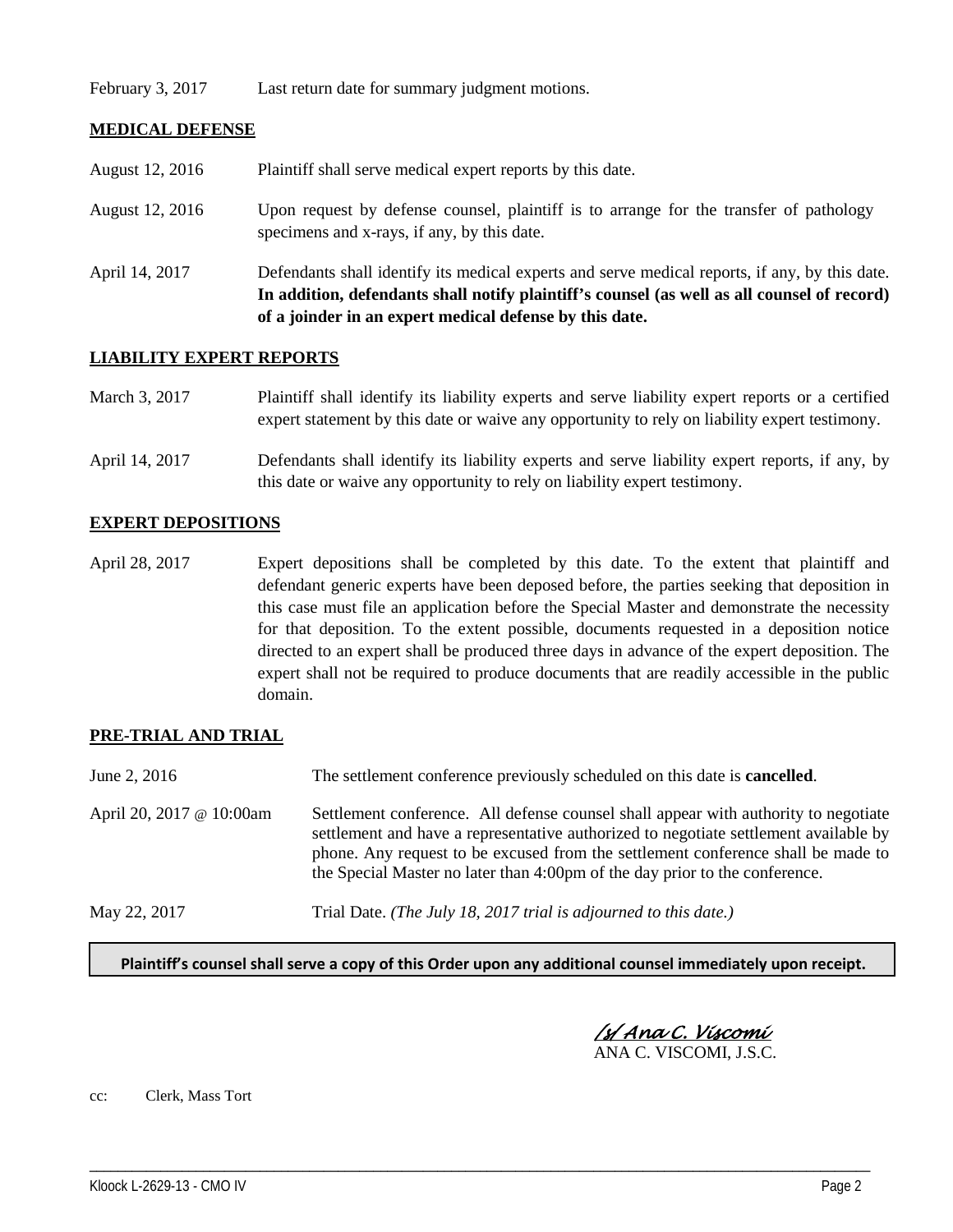| | |
|---|---|
| February 3, 2017 | Last return date for summary judgment motions. |

**MEDICAL DEFENSE**

| | |
|---|---|
| August 12, 2016 | Plaintiff shall serve medical expert reports by this date. |
| August 12, 2016 | Upon request by defense counsel, plaintiff is to arrange for the transfer of pathology specimens and x-rays, if any, by this date. |
| April 14, 2017 | Defendants shall identify its medical experts and serve medical reports, if any, by this date. **In addition, defendants shall notify plaintiff's counsel (as well as all counsel of record) of a joinder in an expert medical defense by this date.** |

**LIABILITY EXPERT REPORTS**

| | |
|---|---|
| March 3, 2017 | Plaintiff shall identify its liability experts and serve liability expert reports or a certified expert statement by this date or waive any opportunity to rely on liability expert testimony. |
| April 14, 2017 | Defendants shall identify its liability experts and serve liability expert reports, if any, by this date or waive any opportunity to rely on liability expert testimony. |

**EXPERT DEPOSITIONS**

| | |
|---|---|
| April 28, 2017 | Expert depositions shall be completed by this date. To the extent that plaintiff and defendant generic experts have been deposed before, the parties seeking that deposition in this case must file an application before the Special Master and demonstrate the necessity for that deposition. To the extent possible, documents requested in a deposition notice directed to an expert shall be produced three days in advance of the expert deposition. The expert shall not be required to produce documents that are readily accessible in the public domain. |

**PRE-TRIAL AND TRIAL**

| | |
|---|---|
| June 2, 2016 | The settlement conference previously scheduled on this date is **cancelled**. |
| April 20, 2017 @ 10:00am | Settlement conference. All defense counsel shall appear with authority to negotiate settlement and have a representative authorized to negotiate settlement available by phone. Any request to be excused from the settlement conference shall be made to the Special Master no later than 4:00pm of the day prior to the conference. |
| May 22, 2017 | Trial Date. *(The July 18, 2017 trial is adjourned to this date.)* |

**Plaintiff's counsel shall serve a copy of this Order upon any additional counsel immediately upon receipt.**

*/s/ Ana C. Viscomi*
ANA C. VISCOMI, J.S.C.

cc: Clerk, Mass Tort